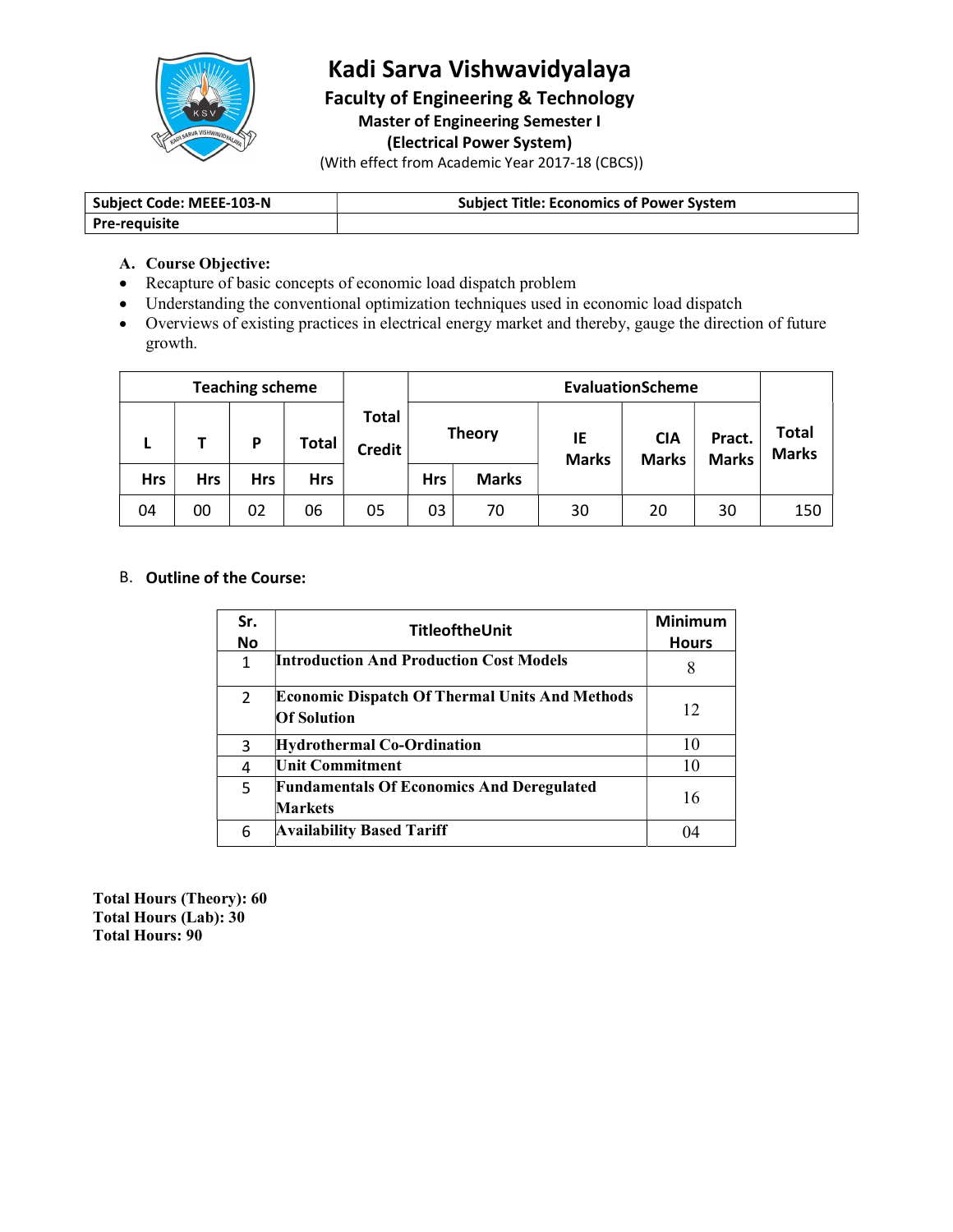# Kadi Sarva Vishwavidyalaya

## Faculty of Engineering & Technology

### Master of Engineering Semester I

### (Electrical Power System)

(With effect from Academic Year 2017-18 (CBCS))

| Subject Code: MEEE-103-N | Subject Title: Economics of Power System |
| --- | --- |
| Pre-requisite | |

**A. Course Objective:**

- Recapture of basic concepts of economic load dispatch problem
- Understanding the conventional optimization techniques used in economic load dispatch
- Overviews of existing practices in electrical energy market and thereby, gauge the direction of future growth.

| Teaching scheme | | | | Total Credit | EvaluationScheme | | | | | Total Marks |
| --- | --- | --- | --- | --- | --- | --- | --- | --- | --- | --- |
| L | T | P | Total | | Theory | | IE Marks | CIA Marks | Pract. Marks | |
| Hrs | Hrs | Hrs | Hrs | | Hrs | Marks | | | | |
| 04 | 00 | 02 | 06 | 05 | 03 | 70 | 30 | 20 | 30 | 150 |

B. **Outline of the Course:**

| Sr. No | TitleoftheUnit | Minimum Hours |
| --- | --- | --- |
| 1 | **Introduction And Production Cost Models** | 8 |
| 2 | **Economic Dispatch Of Thermal Units And Methods Of Solution** | 12 |
| 3 | **Hydrothermal Co-Ordination** | 10 |
| 4 | **Unit Commitment** | 10 |
| 5 | **Fundamentals Of Economics And Deregulated Markets** | 16 |
| 6 | **Availability Based Tariff** | 04 |

**Total Hours (Theory): 60**
**Total Hours (Lab): 30**
**Total Hours: 90**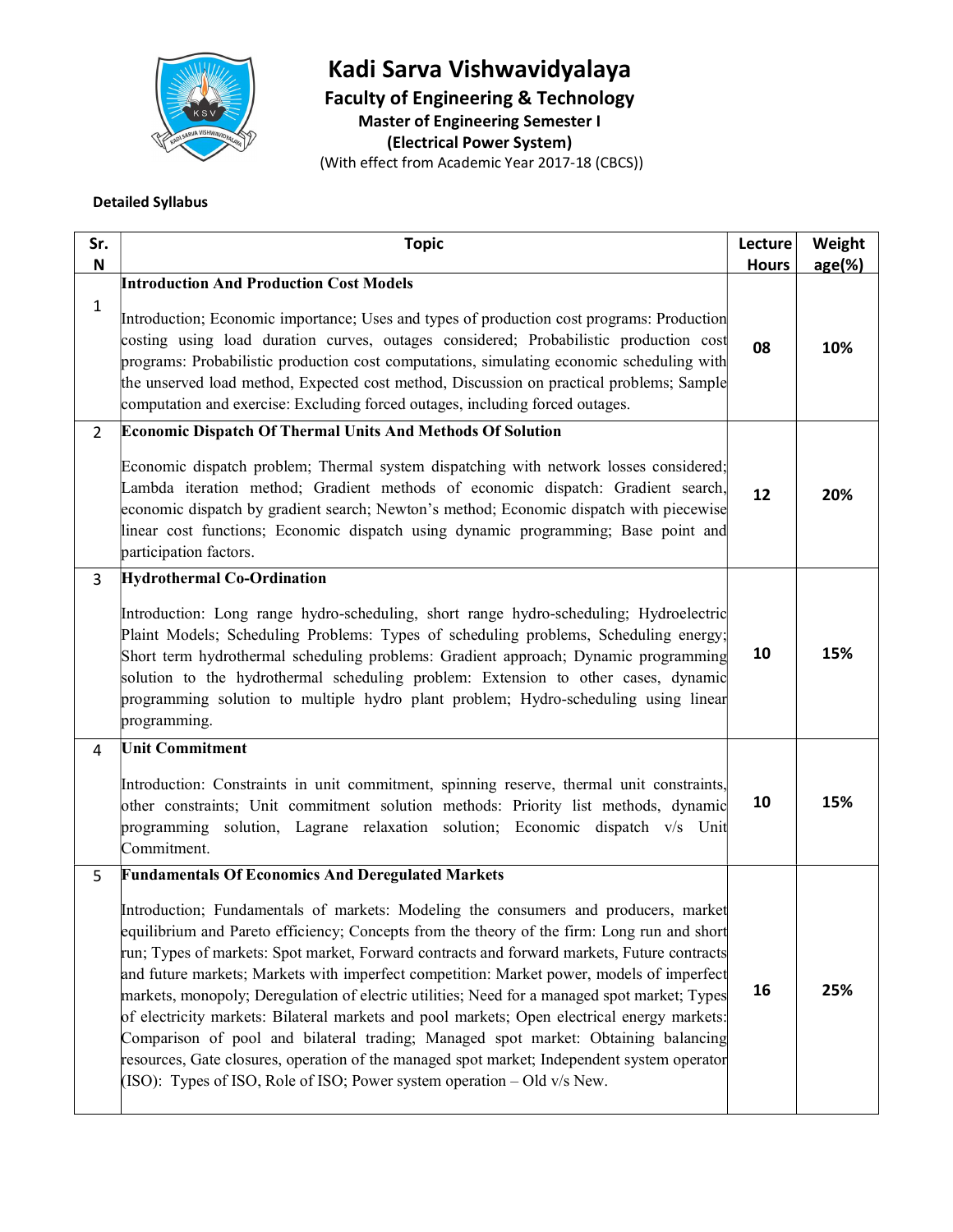# Kadi Sarva Vishwavidyalaya

## Faculty of Engineering & Technology

### Master of Engineering Semester I

### (Electrical Power System)

(With effect from Academic Year 2017-18 (CBCS))

**Detailed Syllabus**

| Sr. N | Topic | Lecture Hours | Weight age(%) |
|---|---|---|---|
| 1 | **Introduction And Production Cost Models**<br><br>Introduction; Economic importance; Uses and types of production cost programs: Production costing using load duration curves, outages considered; Probabilistic production cost programs: Probabilistic production cost computations, simulating economic scheduling with the unserved load method, Expected cost method, Discussion on practical problems; Sample computation and exercise: Excluding forced outages, including forced outages. | 08 | 10% |
| 2 | **Economic Dispatch Of Thermal Units And Methods Of Solution**<br><br>Economic dispatch problem; Thermal system dispatching with network losses considered; Lambda iteration method; Gradient methods of economic dispatch: Gradient search, economic dispatch by gradient search; Newton's method; Economic dispatch with piecewise linear cost functions; Economic dispatch using dynamic programming; Base point and participation factors. | 12 | 20% |
| 3 | **Hydrothermal Co-Ordination**<br><br>Introduction: Long range hydro-scheduling, short range hydro-scheduling; Hydroelectric Plaint Models; Scheduling Problems: Types of scheduling problems, Scheduling energy; Short term hydrothermal scheduling problems: Gradient approach; Dynamic programming solution to the hydrothermal scheduling problem: Extension to other cases, dynamic programming solution to multiple hydro plant problem; Hydro-scheduling using linear programming. | 10 | 15% |
| 4 | **Unit Commitment**<br><br>Introduction: Constraints in unit commitment, spinning reserve, thermal unit constraints, other constraints; Unit commitment solution methods: Priority list methods, dynamic programming solution, Lagrane relaxation solution; Economic dispatch v/s Unit Commitment. | 10 | 15% |
| 5 | **Fundamentals Of Economics And Deregulated Markets**<br><br>Introduction; Fundamentals of markets: Modeling the consumers and producers, market equilibrium and Pareto efficiency; Concepts from the theory of the firm: Long run and short run; Types of markets: Spot market, Forward contracts and forward markets, Future contracts and future markets; Markets with imperfect competition: Market power, models of imperfect markets, monopoly; Deregulation of electric utilities; Need for a managed spot market; Types of electricity markets: Bilateral markets and pool markets; Open electrical energy markets: Comparison of pool and bilateral trading; Managed spot market: Obtaining balancing resources, Gate closures, operation of the managed spot market; Independent system operator (ISO): Types of ISO, Role of ISO; Power system operation – Old v/s New. | 16 | 25% |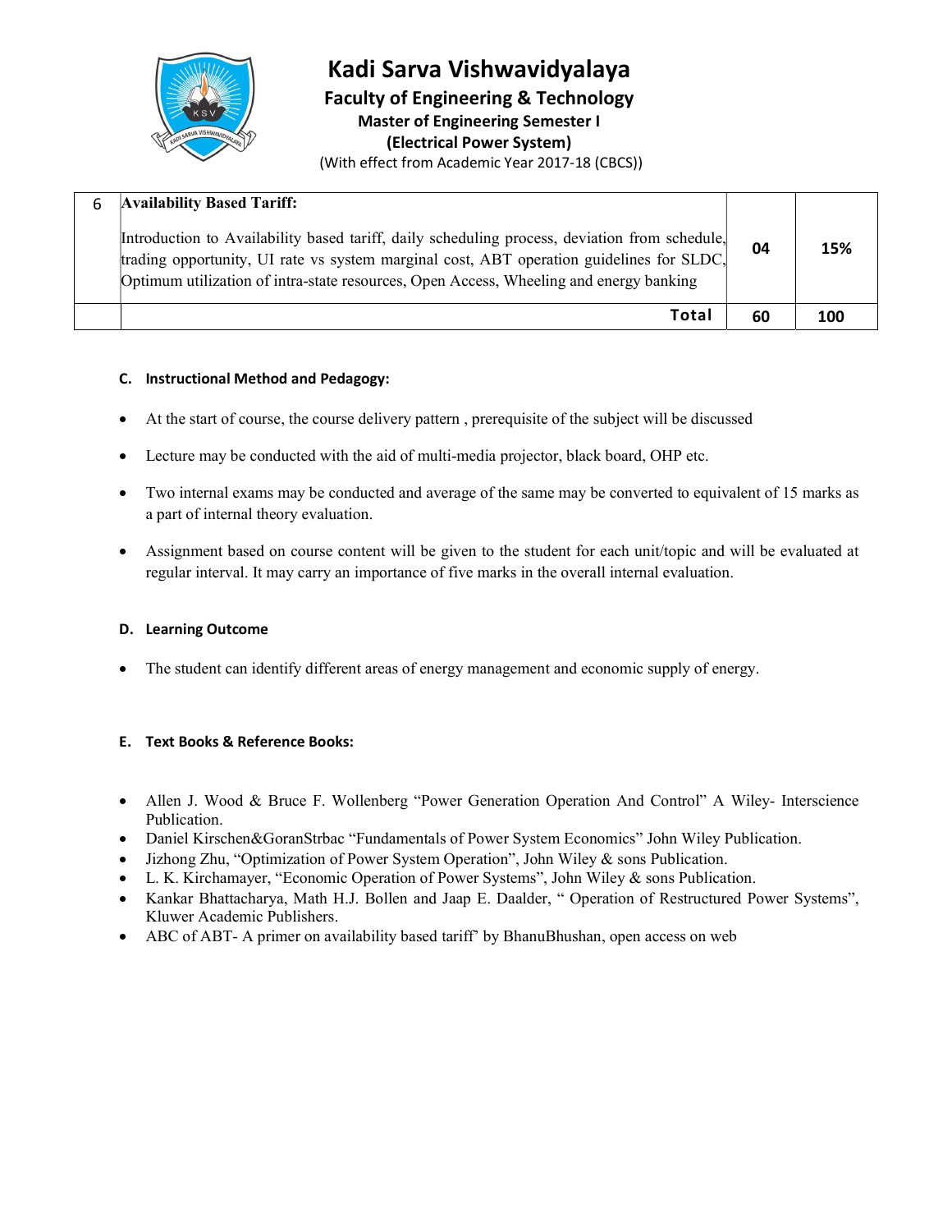| 6 | **Availability Based Tariff:** Introduction to Availability based tariff, daily scheduling process, deviation from schedule, trading opportunity, UI rate vs system marginal cost, ABT operation guidelines for SLDC, Optimum utilization of intra-state resources, Open Access, Wheeling and energy banking | 04 | 15% |
|---|---|---|---|
| | **Total** | **60** | **100** |

### C. Instructional Method and Pedagogy:

- At the start of course, the course delivery pattern , prerequisite of the subject will be discussed
- Lecture may be conducted with the aid of multi-media projector, black board, OHP etc.
- Two internal exams may be conducted and average of the same may be converted to equivalent of 15 marks as a part of internal theory evaluation.
- Assignment based on course content will be given to the student for each unit/topic and will be evaluated at regular interval. It may carry an importance of five marks in the overall internal evaluation.

### D. Learning Outcome

- The student can identify different areas of energy management and economic supply of energy.

### E. Text Books & Reference Books:

- Allen J. Wood & Bruce F. Wollenberg "Power Generation Operation And Control" A Wiley- Interscience Publication.
- Daniel Kirschen&GoranStrbac "Fundamentals of Power System Economics" John Wiley Publication.
- Jizhong Zhu, "Optimization of Power System Operation", John Wiley & sons Publication.
- L. K. Kirchamayer, "Economic Operation of Power Systems", John Wiley & sons Publication.
- Kankar Bhattacharya, Math H.J. Bollen and Jaap E. Daalder, " Operation of Restructured Power Systems", Kluwer Academic Publishers.
- ABC of ABT- A primer on availability based tariff' by BhanuBhushan, open access on web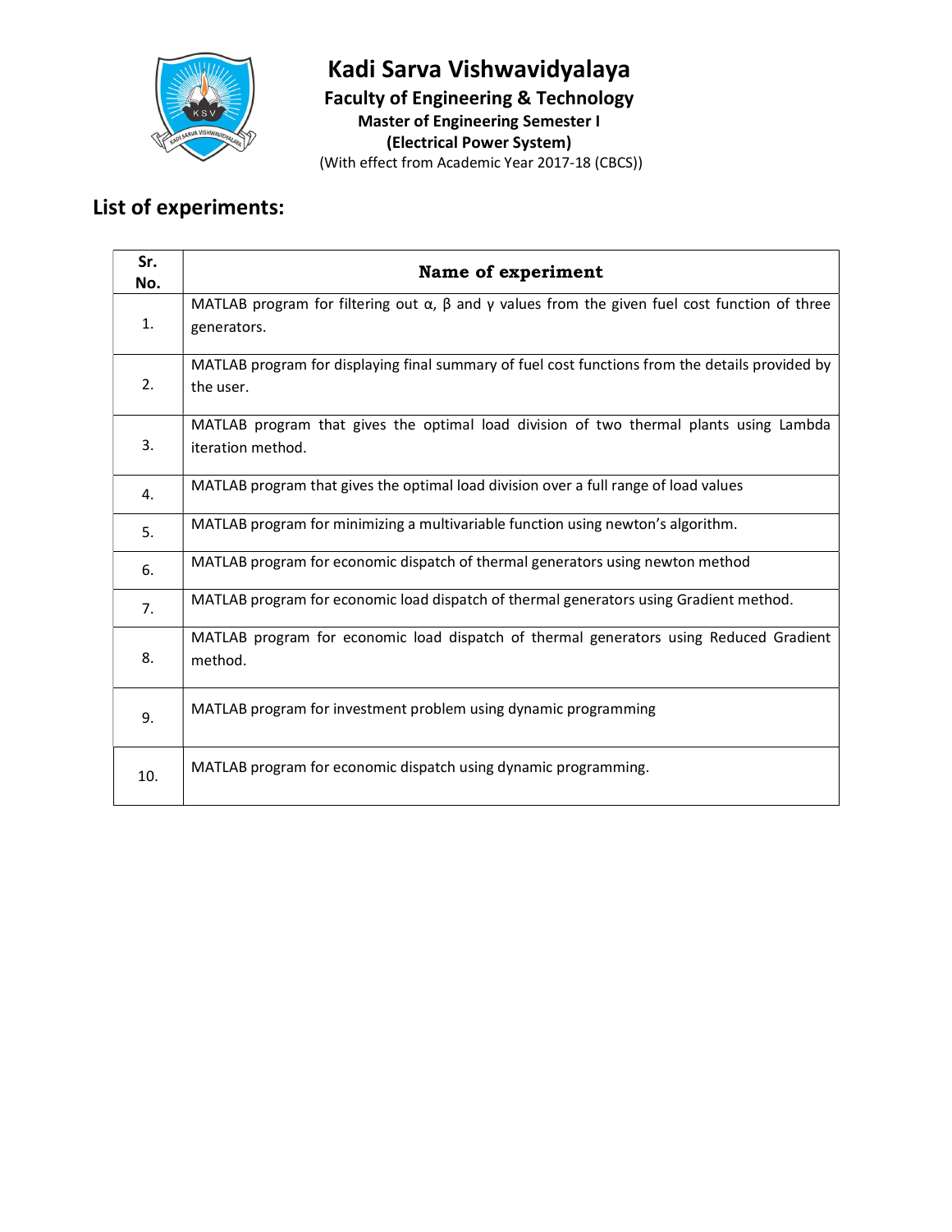# Kadi Sarva Vishwavidyalaya

**Faculty of Engineering & Technology**

**Master of Engineering Semester I**

**(Electrical Power System)**

(With effect from Academic Year 2017-18 (CBCS))

## List of experiments:

| Sr. No. | Name of experiment |
|---|---|
| 1. | MATLAB program for filtering out α, β and γ values from the given fuel cost function of three generators. |
| 2. | MATLAB program for displaying final summary of fuel cost functions from the details provided by the user. |
| 3. | MATLAB program that gives the optimal load division of two thermal plants using Lambda iteration method. |
| 4. | MATLAB program that gives the optimal load division over a full range of load values |
| 5. | MATLAB program for minimizing a multivariable function using newton's algorithm. |
| 6. | MATLAB program for economic dispatch of thermal generators using newton method |
| 7. | MATLAB program for economic load dispatch of thermal generators using Gradient method. |
| 8. | MATLAB program for economic load dispatch of thermal generators using Reduced Gradient method. |
| 9. | MATLAB program for investment problem using dynamic programming |
| 10. | MATLAB program for economic dispatch using dynamic programming. |